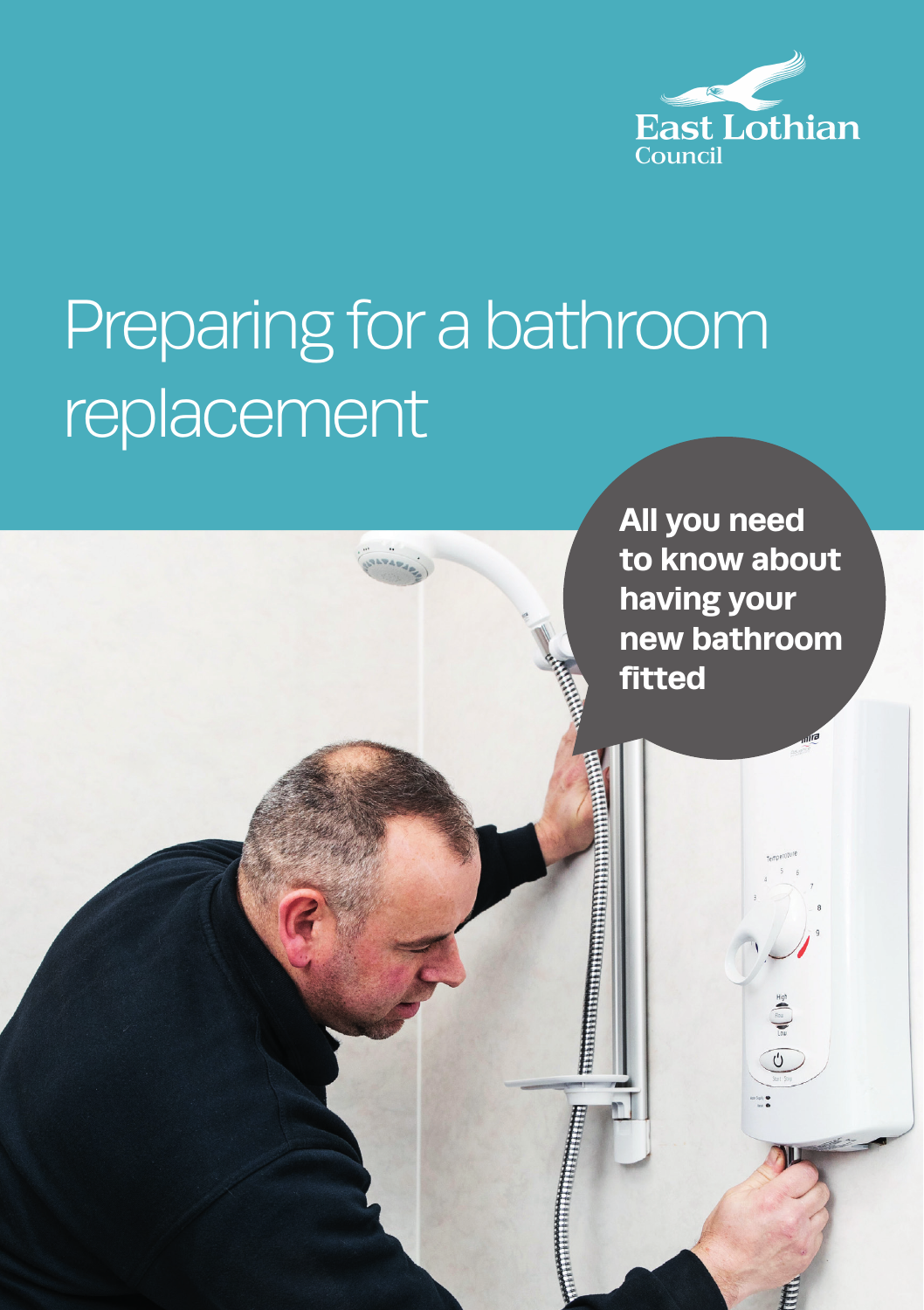East Lothian Council

# Preparing for a bathroom replacement

**All you need to know about having your new bathroom fitted**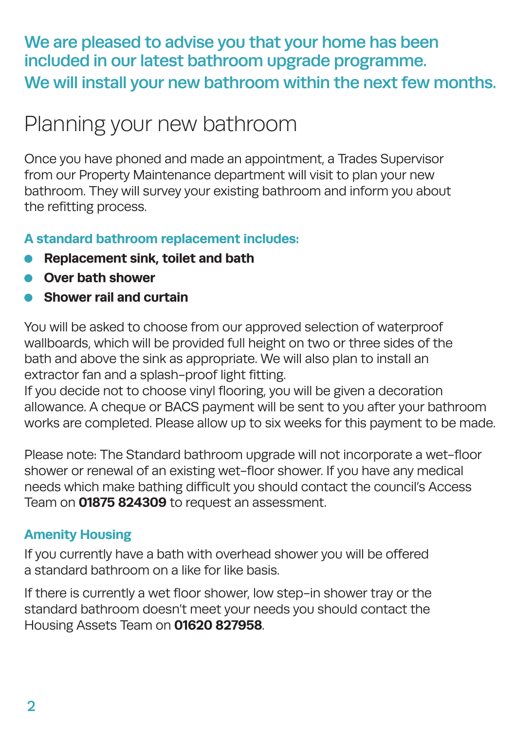**We are pleased to advise you that your home has been included in our latest bathroom upgrade programme.**

**We will install your new bathroom within the next few months.**

# Planning your new bathroom

Once you have phoned and made an appointment, a Trades Supervisor from our Property Maintenance department will visit to plan your new bathroom. They will survey your existing bathroom and inform you about the refitting process.

### A standard bathroom replacement includes:

- **Replacement sink, toilet and bath**
- **Over bath shower**
- **Shower rail and curtain**

You will be asked to choose from our approved selection of waterproof wallboards, which will be provided full height on two or three sides of the bath and above the sink as appropriate. We will also plan to install an extractor fan and a splash-proof light fitting.
If you decide not to choose vinyl flooring, you will be given a decoration allowance. A cheque or BACS payment will be sent to you after your bathroom works are completed. Please allow up to six weeks for this payment to be made.

Please note: The Standard bathroom upgrade will not incorporate a wet-floor shower or renewal of an existing wet-floor shower. If you have any medical needs which make bathing difficult you should contact the council's Access Team on **01875 824309** to request an assessment.

### Amenity Housing

If you currently have a bath with overhead shower you will be offered a standard bathroom on a like for like basis.

If there is currently a wet floor shower, low step-in shower tray or the standard bathroom doesn't meet your needs you should contact the Housing Assets Team on **01620 827958**.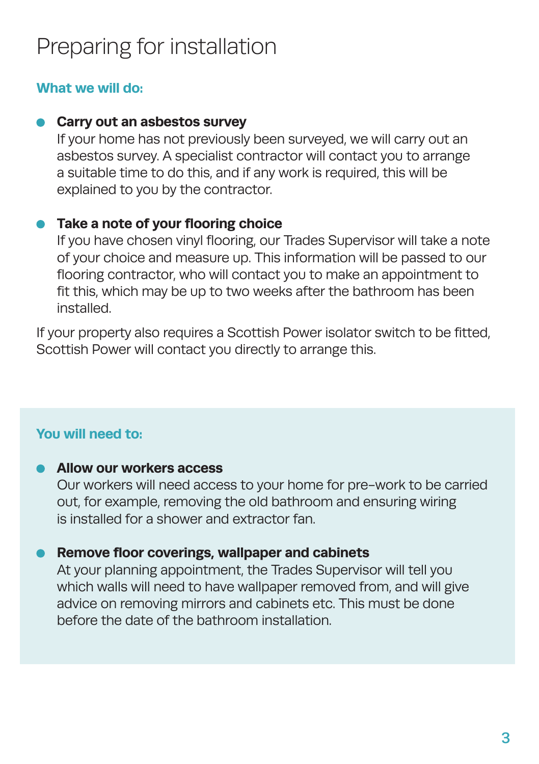# Preparing for installation

## What we will do:

- **Carry out an asbestos survey**
  If your home has not previously been surveyed, we will carry out an asbestos survey. A specialist contractor will contact you to arrange a suitable time to do this, and if any work is required, this will be explained to you by the contractor.

- **Take a note of your flooring choice**
  If you have chosen vinyl flooring, our Trades Supervisor will take a note of your choice and measure up. This information will be passed to our flooring contractor, who will contact you to make an appointment to fit this, which may be up to two weeks after the bathroom has been installed.

If your property also requires a Scottish Power isolator switch to be fitted, Scottish Power will contact you directly to arrange this.

## You will need to:

- **Allow our workers access**
  Our workers will need access to your home for pre-work to be carried out, for example, removing the old bathroom and ensuring wiring is installed for a shower and extractor fan.

- **Remove floor coverings, wallpaper and cabinets**
  At your planning appointment, the Trades Supervisor will tell you which walls will need to have wallpaper removed from, and will give advice on removing mirrors and cabinets etc. This must be done before the date of the bathroom installation.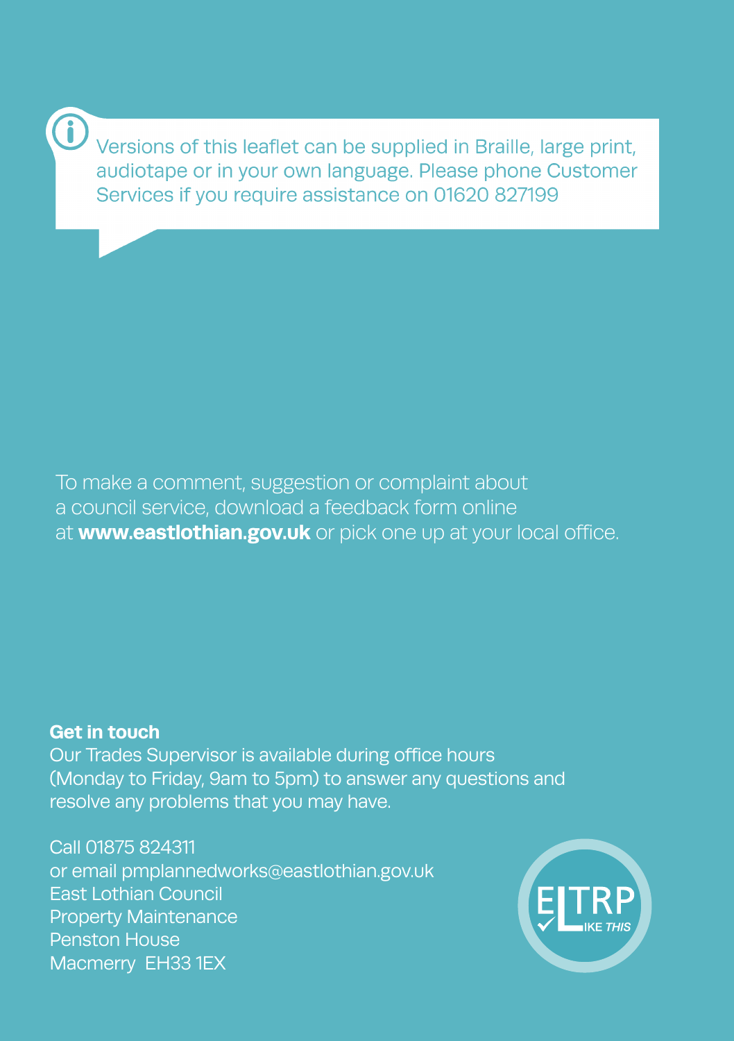Versions of this leaflet can be supplied in Braille, large print, audiotape or in your own language. Please phone Customer Services if you require assistance on 01620 827199

To make a comment, suggestion or complaint about a council service, download a feedback form online at **www.eastlothian.gov.uk** or pick one up at your local office.

**Get in touch**

Our Trades Supervisor is available during office hours (Monday to Friday, 9am to 5pm) to answer any questions and resolve any problems that you may have.

Call 01875 824311
or email pmplannedworks@eastlothian.gov.uk
East Lothian Council
Property Maintenance
Penston House
Macmerry EH33 1EX

ELTRP LIKE *THIS*